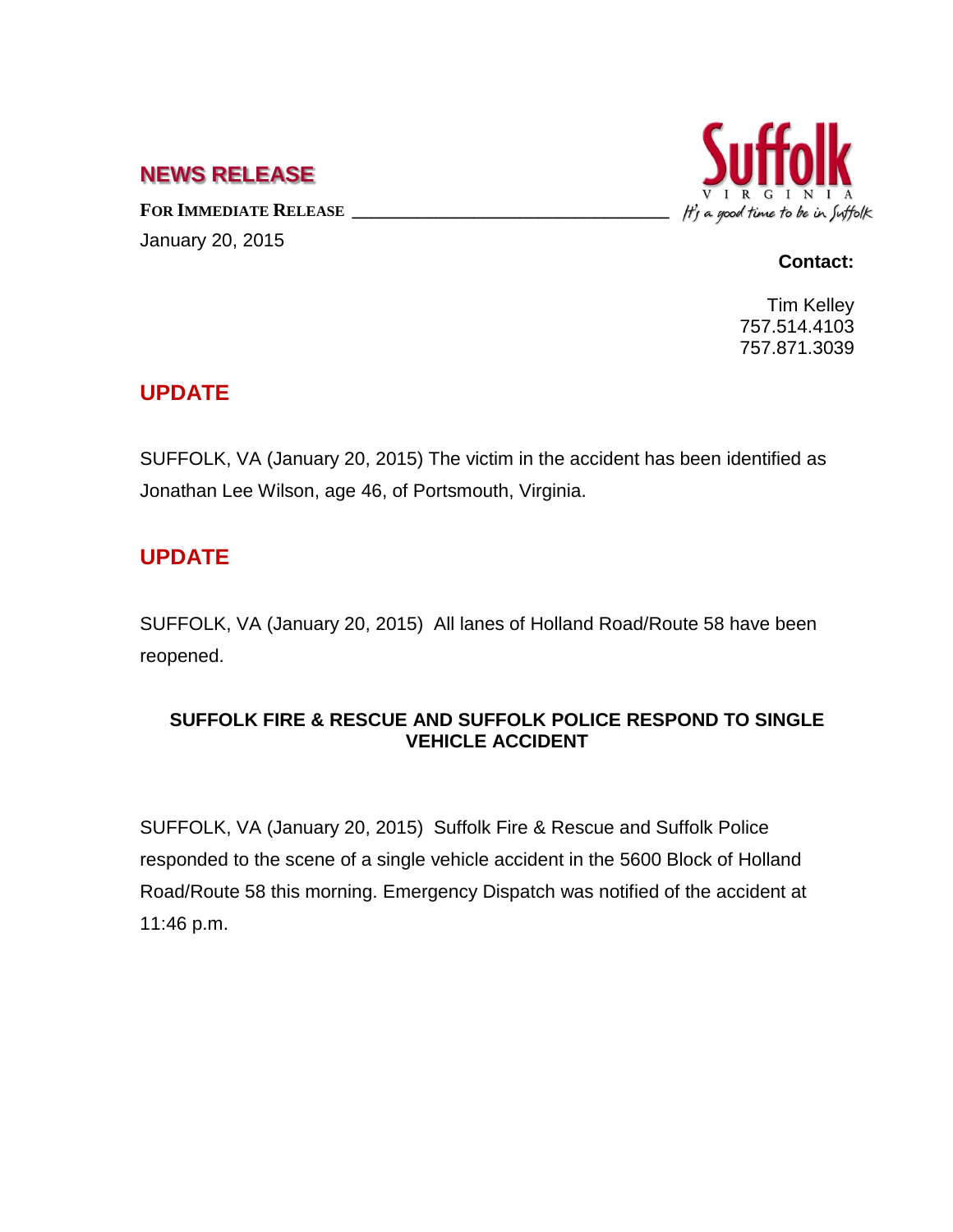## NEWS RELEASE

**FOR IMMEDIATE RELEASE**

January 20, 2015

**Suffolk** VIRGINIA *It's a good time to be in Suffolk*

**Contact:**

Tim Kelley
757.514.4103
757.871.3039

## UPDATE

SUFFOLK, VA (January 20, 2015) The victim in the accident has been identified as Jonathan Lee Wilson, age 46, of Portsmouth, Virginia.

## UPDATE

SUFFOLK, VA (January 20, 2015) All lanes of Holland Road/Route 58 have been reopened.

### SUFFOLK FIRE & RESCUE AND SUFFOLK POLICE RESPOND TO SINGLE VEHICLE ACCIDENT

SUFFOLK, VA (January 20, 2015) Suffolk Fire & Rescue and Suffolk Police responded to the scene of a single vehicle accident in the 5600 Block of Holland Road/Route 58 this morning. Emergency Dispatch was notified of the accident at 11:46 p.m.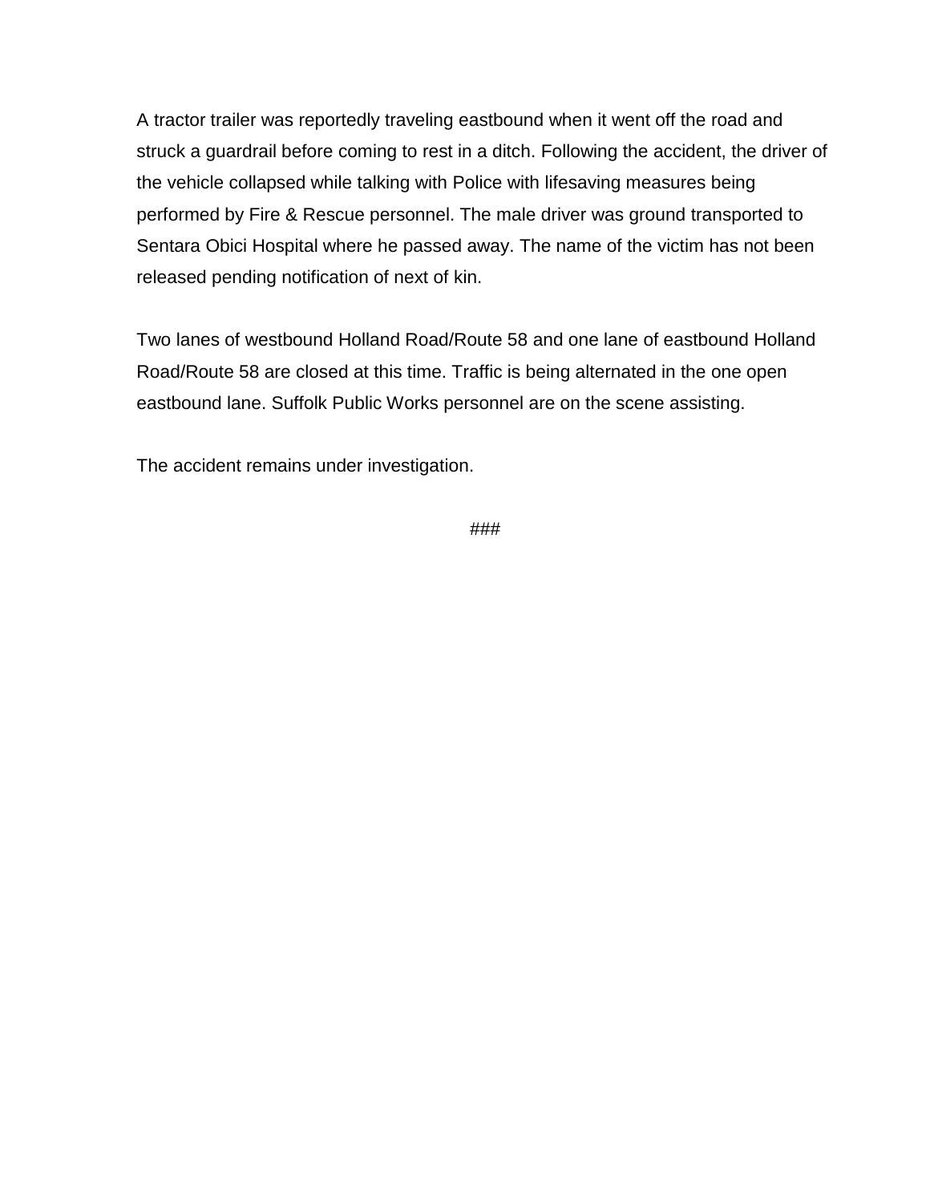A tractor trailer was reportedly traveling eastbound when it went off the road and struck a guardrail before coming to rest in a ditch. Following the accident, the driver of the vehicle collapsed while talking with Police with lifesaving measures being performed by Fire & Rescue personnel. The male driver was ground transported to Sentara Obici Hospital where he passed away. The name of the victim has not been released pending notification of next of kin.

Two lanes of westbound Holland Road/Route 58 and one lane of eastbound Holland Road/Route 58 are closed at this time. Traffic is being alternated in the one open eastbound lane. Suffolk Public Works personnel are on the scene assisting.

The accident remains under investigation.

###